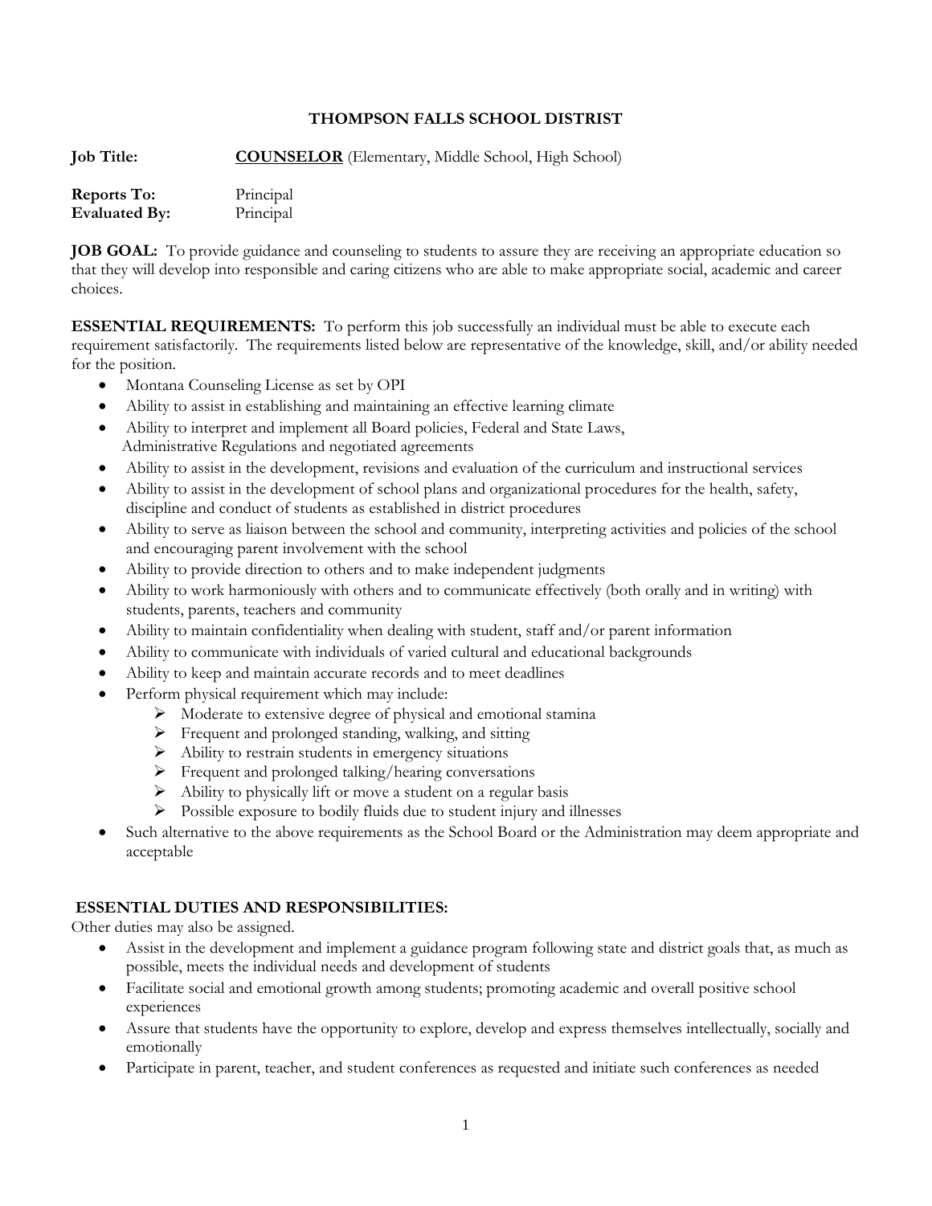# THOMPSON FALLS SCHOOL DISTRICT

**Job Title:** **COUNSELOR** (Elementary, Middle School, High School)

**Reports To:** Principal
**Evaluated By:** Principal

**JOB GOAL:** To provide guidance and counseling to students to assure they are receiving an appropriate education so that they will develop into responsible and caring citizens who are able to make appropriate social, academic and career choices.

**ESSENTIAL REQUIREMENTS:** To perform this job successfully an individual must be able to execute each requirement satisfactorily. The requirements listed below are representative of the knowledge, skill, and/or ability needed for the position.

- Montana Counseling License as set by OPI
- Ability to assist in establishing and maintaining an effective learning climate
- Ability to interpret and implement all Board policies, Federal and State Laws, Administrative Regulations and negotiated agreements
- Ability to assist in the development, revisions and evaluation of the curriculum and instructional services
- Ability to assist in the development of school plans and organizational procedures for the health, safety, discipline and conduct of students as established in district procedures
- Ability to serve as liaison between the school and community, interpreting activities and policies of the school and encouraging parent involvement with the school
- Ability to provide direction to others and to make independent judgments
- Ability to work harmoniously with others and to communicate effectively (both orally and in writing) with students, parents, teachers and community
- Ability to maintain confidentiality when dealing with student, staff and/or parent information
- Ability to communicate with individuals of varied cultural and educational backgrounds
- Ability to keep and maintain accurate records and to meet deadlines
- Perform physical requirement which may include:
  - Moderate to extensive degree of physical and emotional stamina
  - Frequent and prolonged standing, walking, and sitting
  - Ability to restrain students in emergency situations
  - Frequent and prolonged talking/hearing conversations
  - Ability to physically lift or move a student on a regular basis
  - Possible exposure to bodily fluids due to student injury and illnesses
- Such alternative to the above requirements as the School Board or the Administration may deem appropriate and acceptable

**ESSENTIAL DUTIES AND RESPONSIBILITIES:**
Other duties may also be assigned.

- Assist in the development and implement a guidance program following state and district goals that, as much as possible, meets the individual needs and development of students
- Facilitate social and emotional growth among students; promoting academic and overall positive school experiences
- Assure that students have the opportunity to explore, develop and express themselves intellectually, socially and emotionally
- Participate in parent, teacher, and student conferences as requested and initiate such conferences as needed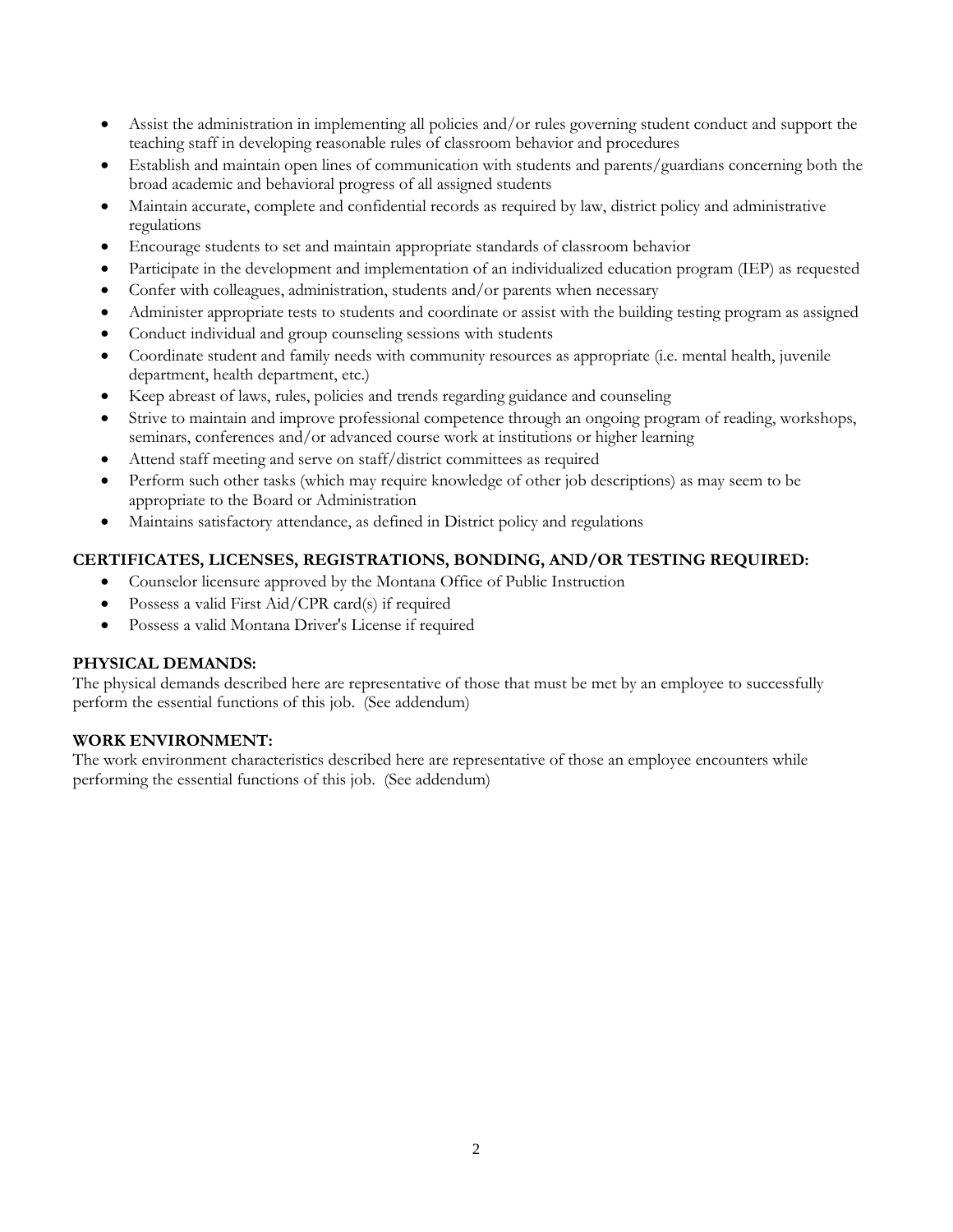- Assist the administration in implementing all policies and/or rules governing student conduct and support the teaching staff in developing reasonable rules of classroom behavior and procedures
- Establish and maintain open lines of communication with students and parents/guardians concerning both the broad academic and behavioral progress of all assigned students
- Maintain accurate, complete and confidential records as required by law, district policy and administrative regulations
- Encourage students to set and maintain appropriate standards of classroom behavior
- Participate in the development and implementation of an individualized education program (IEP) as requested
- Confer with colleagues, administration, students and/or parents when necessary
- Administer appropriate tests to students and coordinate or assist with the building testing program as assigned
- Conduct individual and group counseling sessions with students
- Coordinate student and family needs with community resources as appropriate (i.e. mental health, juvenile department, health department, etc.)
- Keep abreast of laws, rules, policies and trends regarding guidance and counseling
- Strive to maintain and improve professional competence through an ongoing program of reading, workshops, seminars, conferences and/or advanced course work at institutions or higher learning
- Attend staff meeting and serve on staff/district committees as required
- Perform such other tasks (which may require knowledge of other job descriptions) as may seem to be appropriate to the Board or Administration
- Maintains satisfactory attendance, as defined in District policy and regulations

**CERTIFICATES, LICENSES, REGISTRATIONS, BONDING, AND/OR TESTING REQUIRED:**

- Counselor licensure approved by the Montana Office of Public Instruction
- Possess a valid First Aid/CPR card(s) if required
- Possess a valid Montana Driver's License if required

**PHYSICAL DEMANDS:**

The physical demands described here are representative of those that must be met by an employee to successfully perform the essential functions of this job. (See addendum)

**WORK ENVIRONMENT:**

The work environment characteristics described here are representative of those an employee encounters while performing the essential functions of this job. (See addendum)